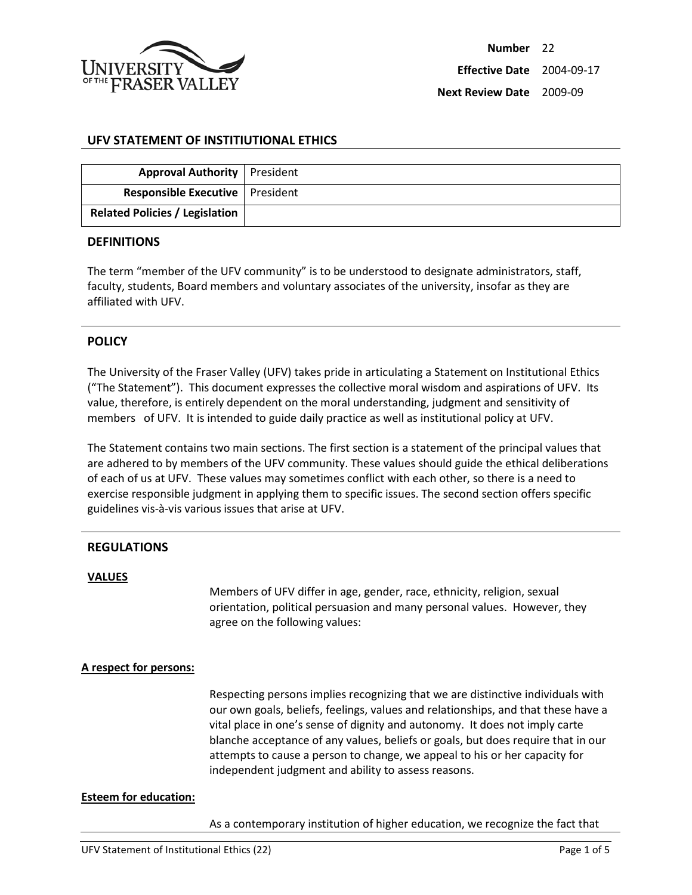| | |
|---|---|
| **Number** | 22 |
| **Effective Date** | 2004-09-17 |
| **Next Review Date** | 2009-09 |

## UFV STATEMENT OF INSTIITUTIONAL ETHICS

| | |
|---|---|
| **Approval Authority** | President |
| **Responsible Executive** | President |
| **Related Policies / Legislation** | |

## DEFINITIONS

The term "member of the UFV community" is to be understood to designate administrators, staff, faculty, students, Board members and voluntary associates of the university, insofar as they are affiliated with UFV.

## POLICY

The University of the Fraser Valley (UFV) takes pride in articulating a Statement on Institutional Ethics ("The Statement"). This document expresses the collective moral wisdom and aspirations of UFV. Its value, therefore, is entirely dependent on the moral understanding, judgment and sensitivity of members of UFV. It is intended to guide daily practice as well as institutional policy at UFV.

The Statement contains two main sections. The first section is a statement of the principal values that are adhered to by members of the UFV community. These values should guide the ethical deliberations of each of us at UFV. These values may sometimes conflict with each other, so there is a need to exercise responsible judgment in applying them to specific issues. The second section offers specific guidelines vis-à-vis various issues that arise at UFV.

## REGULATIONS

### VALUES

Members of UFV differ in age, gender, race, ethnicity, religion, sexual orientation, political persuasion and many personal values. However, they agree on the following values:

**A respect for persons:**

Respecting persons implies recognizing that we are distinctive individuals with our own goals, beliefs, feelings, values and relationships, and that these have a vital place in one's sense of dignity and autonomy. It does not imply carte blanche acceptance of any values, beliefs or goals, but does require that in our attempts to cause a person to change, we appeal to his or her capacity for independent judgment and ability to assess reasons.

**Esteem for education:**

As a contemporary institution of higher education, we recognize the fact that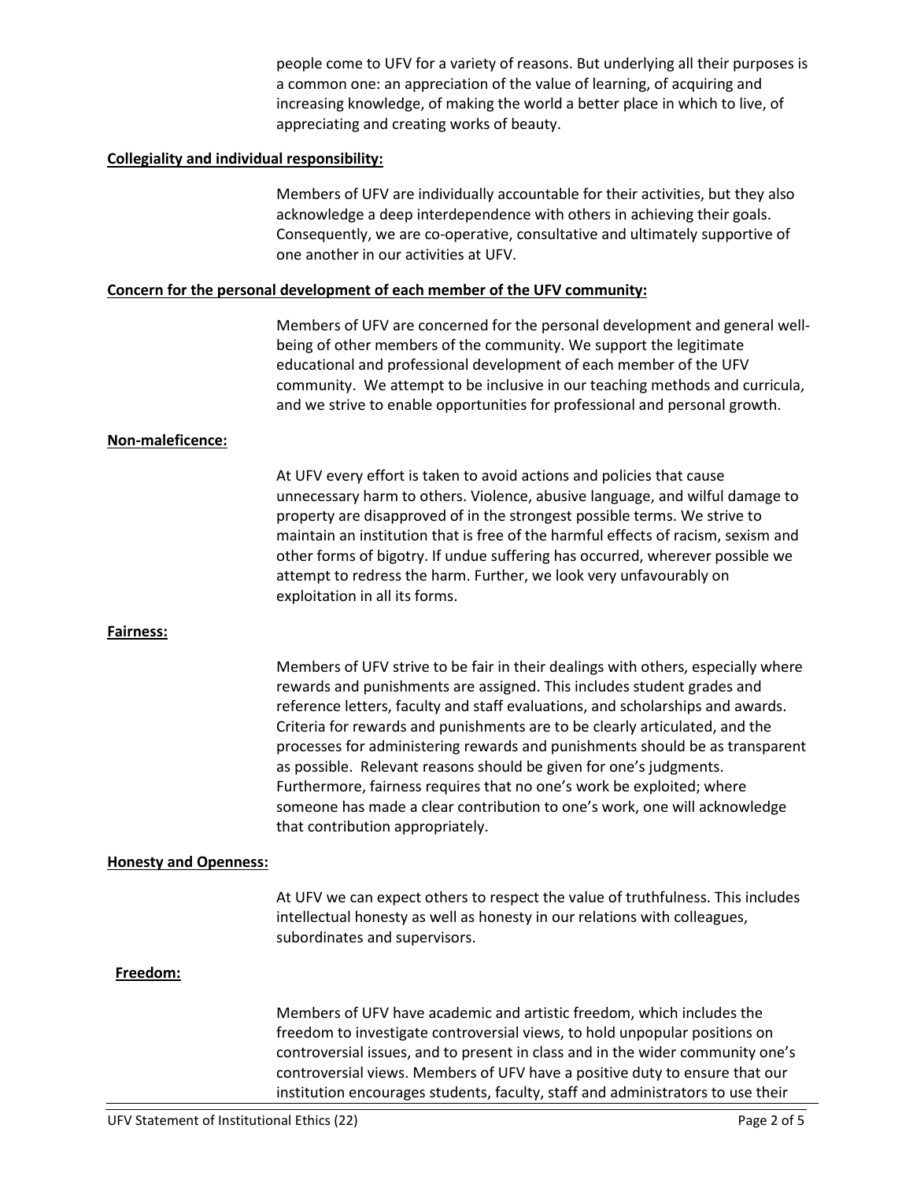people come to UFV for a variety of reasons. But underlying all their purposes is a common one: an appreciation of the value of learning, of acquiring and increasing knowledge, of making the world a better place in which to live, of appreciating and creating works of beauty.

**Collegiality and individual responsibility:**

Members of UFV are individually accountable for their activities, but they also acknowledge a deep interdependence with others in achieving their goals. Consequently, we are co-operative, consultative and ultimately supportive of one another in our activities at UFV.

**Concern for the personal development of each member of the UFV community:**

Members of UFV are concerned for the personal development and general well-being of other members of the community. We support the legitimate educational and professional development of each member of the UFV community. We attempt to be inclusive in our teaching methods and curricula, and we strive to enable opportunities for professional and personal growth.

**Non-maleficence:**

At UFV every effort is taken to avoid actions and policies that cause unnecessary harm to others. Violence, abusive language, and wilful damage to property are disapproved of in the strongest possible terms. We strive to maintain an institution that is free of the harmful effects of racism, sexism and other forms of bigotry. If undue suffering has occurred, wherever possible we attempt to redress the harm. Further, we look very unfavourably on exploitation in all its forms.

**Fairness:**

Members of UFV strive to be fair in their dealings with others, especially where rewards and punishments are assigned. This includes student grades and reference letters, faculty and staff evaluations, and scholarships and awards. Criteria for rewards and punishments are to be clearly articulated, and the processes for administering rewards and punishments should be as transparent as possible. Relevant reasons should be given for one's judgments. Furthermore, fairness requires that no one's work be exploited; where someone has made a clear contribution to one's work, one will acknowledge that contribution appropriately.

**Honesty and Openness:**

At UFV we can expect others to respect the value of truthfulness. This includes intellectual honesty as well as honesty in our relations with colleagues, subordinates and supervisors.

**Freedom:**

Members of UFV have academic and artistic freedom, which includes the freedom to investigate controversial views, to hold unpopular positions on controversial issues, and to present in class and in the wider community one's controversial views. Members of UFV have a positive duty to ensure that our institution encourages students, faculty, staff and administrators to use their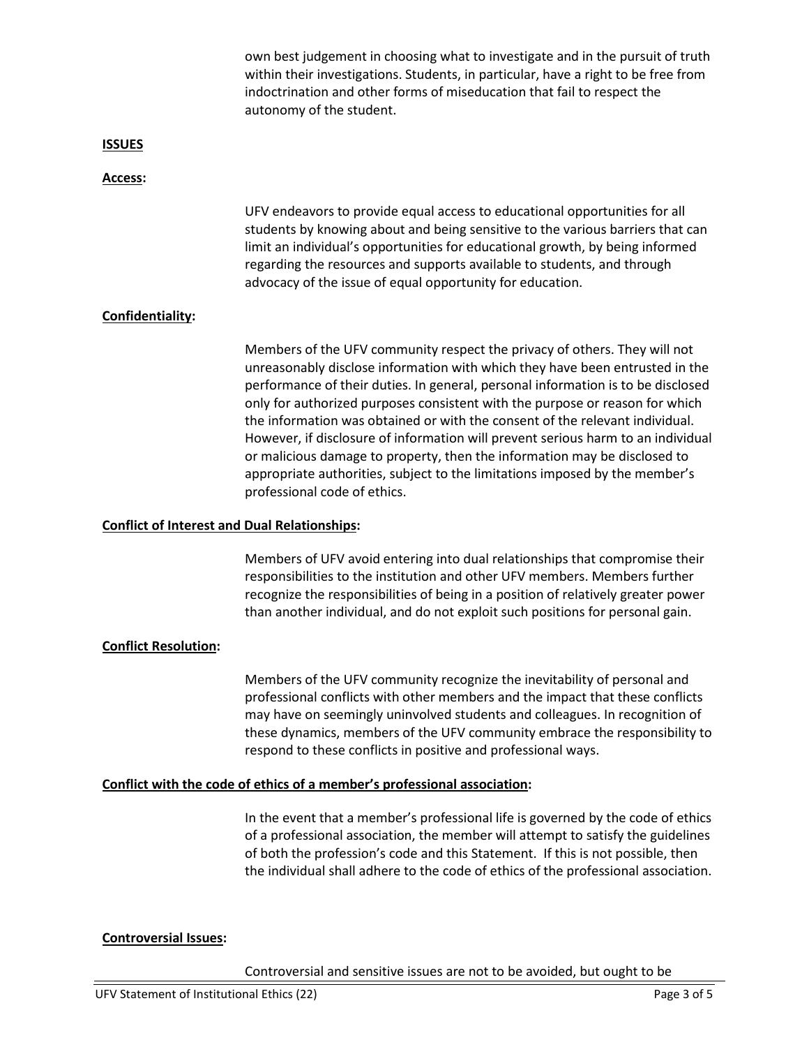own best judgement in choosing what to investigate and in the pursuit of truth within their investigations. Students, in particular, have a right to be free from indoctrination and other forms of miseducation that fail to respect the autonomy of the student.

## ISSUES

**Access:**

UFV endeavors to provide equal access to educational opportunities for all students by knowing about and being sensitive to the various barriers that can limit an individual's opportunities for educational growth, by being informed regarding the resources and supports available to students, and through advocacy of the issue of equal opportunity for education.

**Confidentiality:**

Members of the UFV community respect the privacy of others. They will not unreasonably disclose information with which they have been entrusted in the performance of their duties. In general, personal information is to be disclosed only for authorized purposes consistent with the purpose or reason for which the information was obtained or with the consent of the relevant individual. However, if disclosure of information will prevent serious harm to an individual or malicious damage to property, then the information may be disclosed to appropriate authorities, subject to the limitations imposed by the member's professional code of ethics.

**Conflict of Interest and Dual Relationships:**

Members of UFV avoid entering into dual relationships that compromise their responsibilities to the institution and other UFV members. Members further recognize the responsibilities of being in a position of relatively greater power than another individual, and do not exploit such positions for personal gain.

**Conflict Resolution:**

Members of the UFV community recognize the inevitability of personal and professional conflicts with other members and the impact that these conflicts may have on seemingly uninvolved students and colleagues. In recognition of these dynamics, members of the UFV community embrace the responsibility to respond to these conflicts in positive and professional ways.

**Conflict with the code of ethics of a member's professional association:**

In the event that a member's professional life is governed by the code of ethics of a professional association, the member will attempt to satisfy the guidelines of both the profession's code and this Statement. If this is not possible, then the individual shall adhere to the code of ethics of the professional association.

**Controversial Issues:**

Controversial and sensitive issues are not to be avoided, but ought to be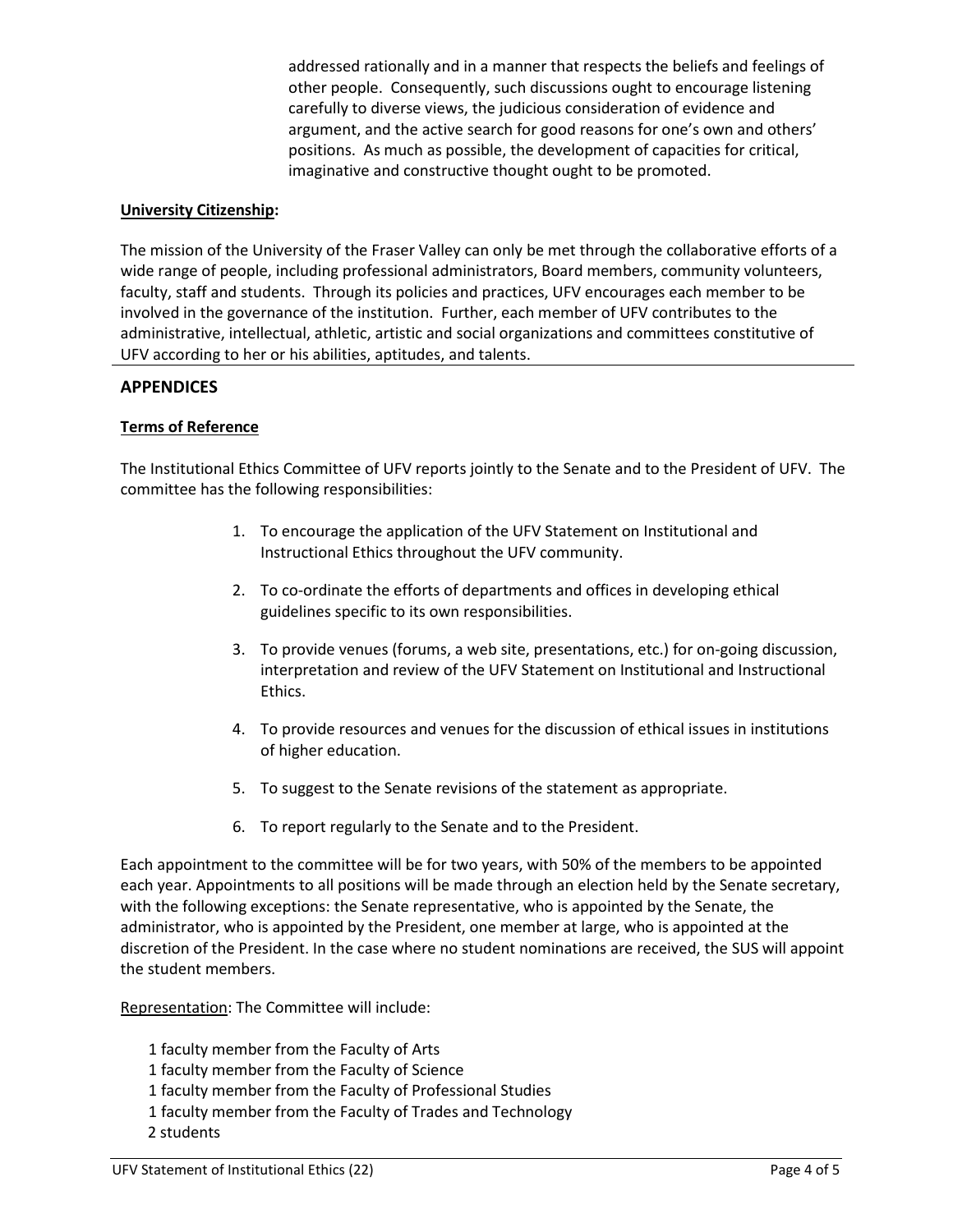addressed rationally and in a manner that respects the beliefs and feelings of other people. Consequently, such discussions ought to encourage listening carefully to diverse views, the judicious consideration of evidence and argument, and the active search for good reasons for one's own and others' positions. As much as possible, the development of capacities for critical, imaginative and constructive thought ought to be promoted.

**University Citizenship:**

The mission of the University of the Fraser Valley can only be met through the collaborative efforts of a wide range of people, including professional administrators, Board members, community volunteers, faculty, staff and students. Through its policies and practices, UFV encourages each member to be involved in the governance of the institution. Further, each member of UFV contributes to the administrative, intellectual, athletic, artistic and social organizations and committees constitutive of UFV according to her or his abilities, aptitudes, and talents.

## APPENDICES

**Terms of Reference**

The Institutional Ethics Committee of UFV reports jointly to the Senate and to the President of UFV. The committee has the following responsibilities:

1. To encourage the application of the UFV Statement on Institutional and Instructional Ethics throughout the UFV community.
2. To co-ordinate the efforts of departments and offices in developing ethical guidelines specific to its own responsibilities.
3. To provide venues (forums, a web site, presentations, etc.) for on-going discussion, interpretation and review of the UFV Statement on Institutional and Instructional Ethics.
4. To provide resources and venues for the discussion of ethical issues in institutions of higher education.
5. To suggest to the Senate revisions of the statement as appropriate.
6. To report regularly to the Senate and to the President.

Each appointment to the committee will be for two years, with 50% of the members to be appointed each year. Appointments to all positions will be made through an election held by the Senate secretary, with the following exceptions: the Senate representative, who is appointed by the Senate, the administrator, who is appointed by the President, one member at large, who is appointed at the discretion of the President. In the case where no student nominations are received, the SUS will appoint the student members.

Representation: The Committee will include:

- 1 faculty member from the Faculty of Arts
- 1 faculty member from the Faculty of Science
- 1 faculty member from the Faculty of Professional Studies
- 1 faculty member from the Faculty of Trades and Technology
- 2 students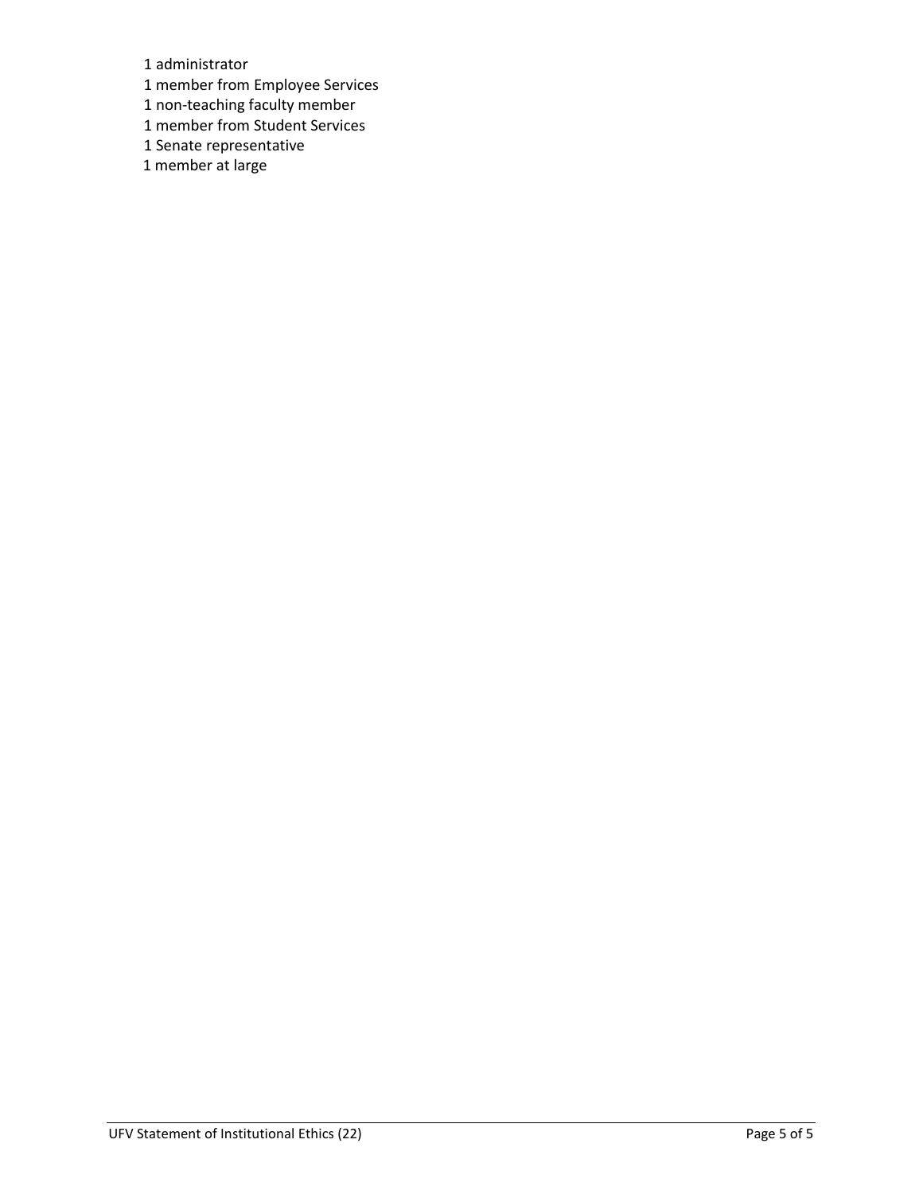1 administrator  
1 member from Employee Services  
1 non-teaching faculty member  
1 member from Student Services  
1 Senate representative  
1 member at large